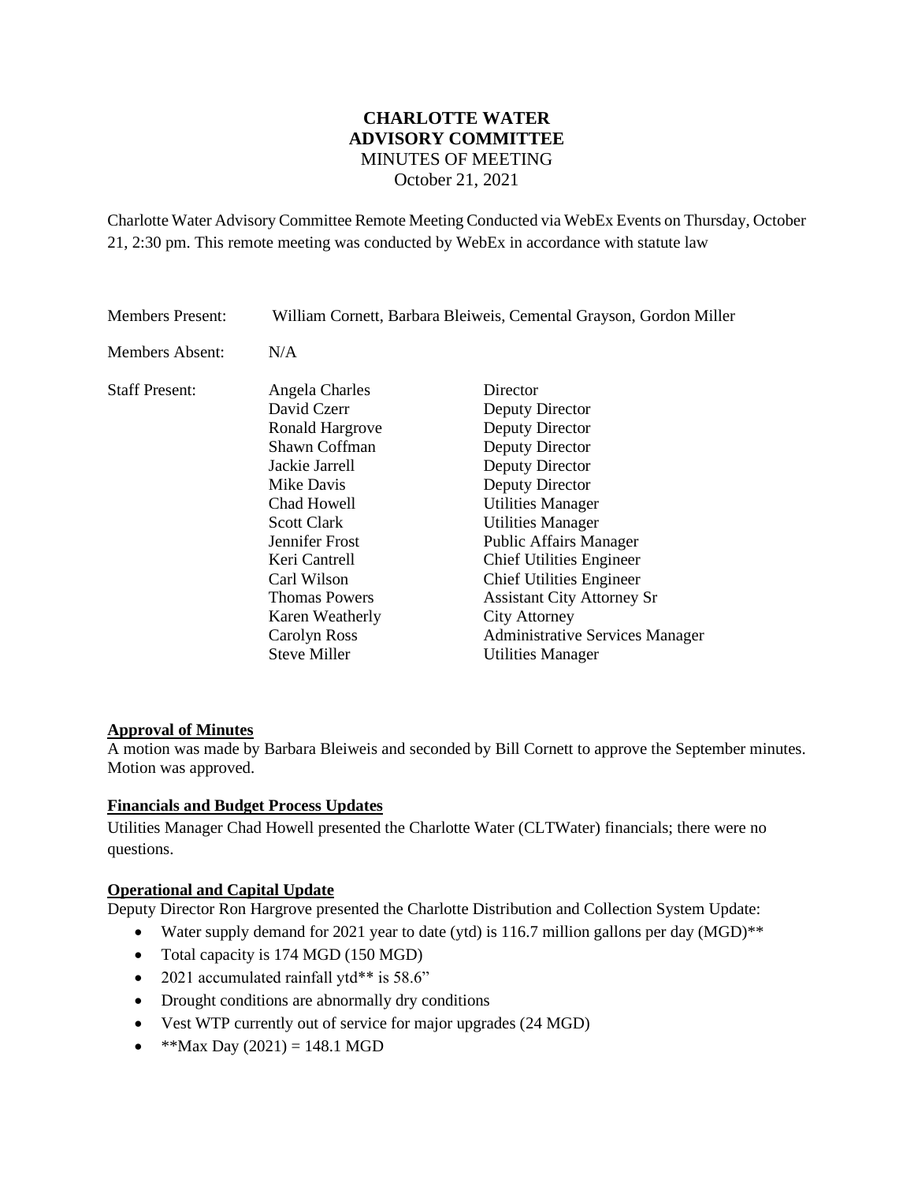# CHARLOTTE WATER
# ADVISORY COMMITTEE

MINUTES OF MEETING

October 21, 2021

Charlotte Water Advisory Committee Remote Meeting Conducted via WebEx Events on Thursday, October 21, 2:30 pm. This remote meeting was conducted by WebEx in accordance with statute law

| | | |
|---|---|---|
| Members Present: | William Cornett, Barbara Bleiweis, Cemental Grayson, Gordon Miller | |
| Members Absent: | N/A | |
| Staff Present: | Angela Charles | Director |
| | David Czerr | Deputy Director |
| | Ronald Hargrove | Deputy Director |
| | Shawn Coffman | Deputy Director |
| | Jackie Jarrell | Deputy Director |
| | Mike Davis | Deputy Director |
| | Chad Howell | Utilities Manager |
| | Scott Clark | Utilities Manager |
| | Jennifer Frost | Public Affairs Manager |
| | Keri Cantrell | Chief Utilities Engineer |
| | Carl Wilson | Chief Utilities Engineer |
| | Thomas Powers | Assistant City Attorney Sr |
| | Karen Weatherly | City Attorney |
| | Carolyn Ross | Administrative Services Manager |
| | Steve Miller | Utilities Manager |

**Approval of Minutes**

A motion was made by Barbara Bleiweis and seconded by Bill Cornett to approve the September minutes. Motion was approved.

**Financials and Budget Process Updates**

Utilities Manager Chad Howell presented the Charlotte Water (CLTWater) financials; there were no questions.

**Operational and Capital Update**

Deputy Director Ron Hargrove presented the Charlotte Distribution and Collection System Update:

- Water supply demand for 2021 year to date (ytd) is 116.7 million gallons per day (MGD)**
- Total capacity is 174 MGD (150 MGD)
- 2021 accumulated rainfall ytd** is 58.6"
- Drought conditions are abnormally dry conditions
- Vest WTP currently out of service for major upgrades (24 MGD)
- **Max Day (2021) = 148.1 MGD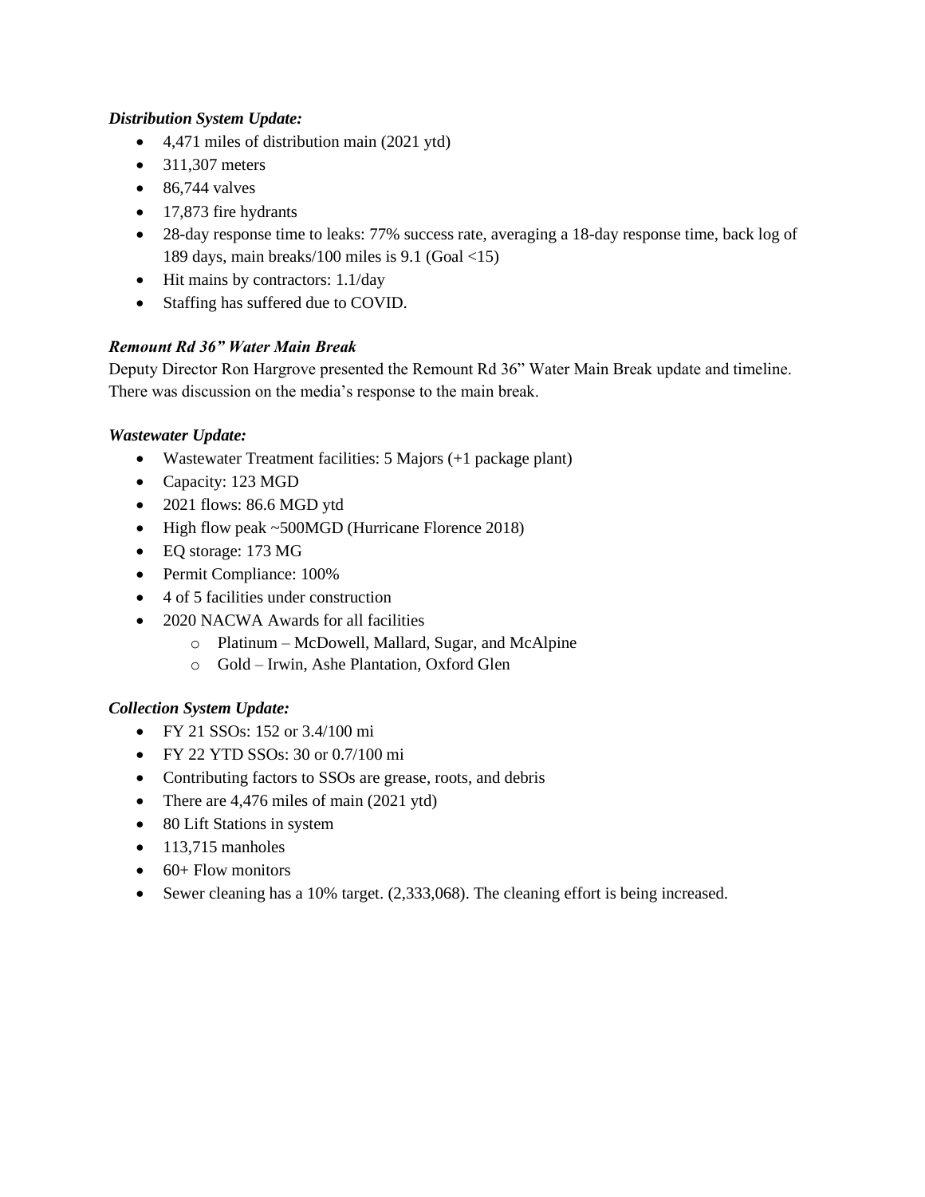***Distribution System Update:***

- 4,471 miles of distribution main (2021 ytd)
- 311,307 meters
- 86,744 valves
- 17,873 fire hydrants
- 28-day response time to leaks: 77% success rate, averaging a 18-day response time, back log of 189 days, main breaks/100 miles is 9.1 (Goal <15)
- Hit mains by contractors: 1.1/day
- Staffing has suffered due to COVID.

***Remount Rd 36" Water Main Break***

Deputy Director Ron Hargrove presented the Remount Rd 36" Water Main Break update and timeline. There was discussion on the media's response to the main break.

***Wastewater Update:***

- Wastewater Treatment facilities: 5 Majors (+1 package plant)
- Capacity: 123 MGD
- 2021 flows: 86.6 MGD ytd
- High flow peak ~500MGD (Hurricane Florence 2018)
- EQ storage: 173 MG
- Permit Compliance: 100%
- 4 of 5 facilities under construction
- 2020 NACWA Awards for all facilities
  - Platinum – McDowell, Mallard, Sugar, and McAlpine
  - Gold – Irwin, Ashe Plantation, Oxford Glen

***Collection System Update:***

- FY 21 SSOs: 152 or 3.4/100 mi
- FY 22 YTD SSOs: 30 or 0.7/100 mi
- Contributing factors to SSOs are grease, roots, and debris
- There are 4,476 miles of main (2021 ytd)
- 80 Lift Stations in system
- 113,715 manholes
- 60+ Flow monitors
- Sewer cleaning has a 10% target. (2,333,068). The cleaning effort is being increased.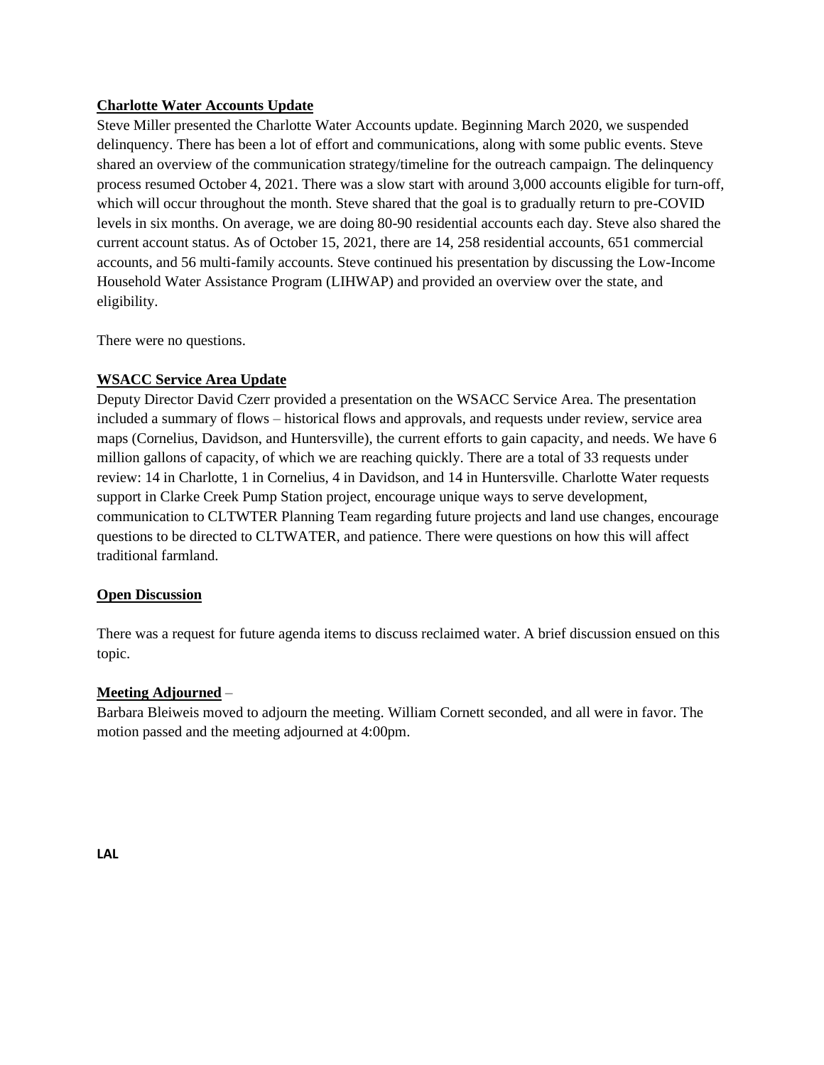**Charlotte Water Accounts Update**

Steve Miller presented the Charlotte Water Accounts update. Beginning March 2020, we suspended delinquency. There has been a lot of effort and communications, along with some public events. Steve shared an overview of the communication strategy/timeline for the outreach campaign. The delinquency process resumed October 4, 2021. There was a slow start with around 3,000 accounts eligible for turn-off, which will occur throughout the month. Steve shared that the goal is to gradually return to pre-COVID levels in six months. On average, we are doing 80-90 residential accounts each day. Steve also shared the current account status. As of October 15, 2021, there are 14, 258 residential accounts, 651 commercial accounts, and 56 multi-family accounts. Steve continued his presentation by discussing the Low-Income Household Water Assistance Program (LIHWAP) and provided an overview over the state, and eligibility.

There were no questions.

**WSACC Service Area Update**

Deputy Director David Czerr provided a presentation on the WSACC Service Area. The presentation included a summary of flows – historical flows and approvals, and requests under review, service area maps (Cornelius, Davidson, and Huntersville), the current efforts to gain capacity, and needs. We have 6 million gallons of capacity, of which we are reaching quickly. There are a total of 33 requests under review: 14 in Charlotte, 1 in Cornelius, 4 in Davidson, and 14 in Huntersville. Charlotte Water requests support in Clarke Creek Pump Station project, encourage unique ways to serve development, communication to CLTWTER Planning Team regarding future projects and land use changes, encourage questions to be directed to CLTWATER, and patience. There were questions on how this will affect traditional farmland.

**Open Discussion**

There was a request for future agenda items to discuss reclaimed water. A brief discussion ensued on this topic.

**Meeting Adjourned** –

Barbara Bleiweis moved to adjourn the meeting. William Cornett seconded, and all were in favor. The motion passed and the meeting adjourned at 4:00pm.

**LAL**